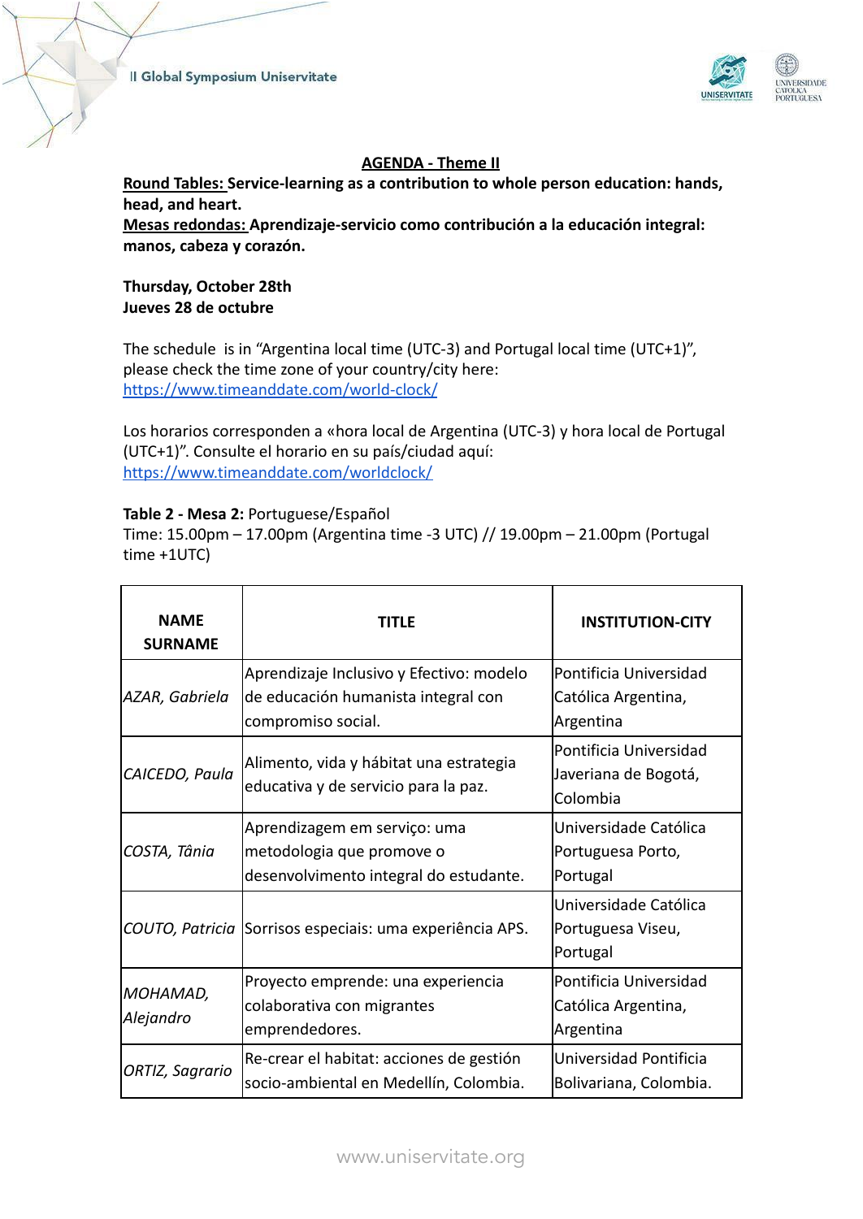## AGENDA - Theme II

**Round Tables: Service-learning as a contribution to whole person education: hands, head, and heart.**

**Mesas redondas: Aprendizaje-servicio como contribución a la educación integral: manos, cabeza y corazón.**

**Thursday, October 28th**
**Jueves 28 de octubre**

The schedule is in "Argentina local time (UTC-3) and Portugal local time (UTC+1)", please check the time zone of your country/city here: https://www.timeanddate.com/world-clock/

Los horarios corresponden a «hora local de Argentina (UTC-3) y hora local de Portugal (UTC+1)". Consulte el horario en su país/ciudad aquí: https://www.timeanddate.com/worldclock/

**Table 2 - Mesa 2:** Portuguese/Español
Time: 15.00pm – 17.00pm (Argentina time -3 UTC) // 19.00pm – 21.00pm (Portugal time +1UTC)

| NAME SURNAME | TITLE | INSTITUTION-CITY |
|---|---|---|
| *AZAR, Gabriela* | Aprendizaje Inclusivo y Efectivo: modelo de educación humanista integral con compromiso social. | Pontificia Universidad Católica Argentina, Argentina |
| *CAICEDO, Paula* | Alimento, vida y hábitat una estrategia educativa y de servicio para la paz. | Pontificia Universidad Javeriana de Bogotá, Colombia |
| *COSTA, Tânia* | Aprendizagem em serviço: uma metodologia que promove o desenvolvimento integral do estudante. | Universidade Católica Portuguesa Porto, Portugal |
| *COUTO, Patricia* | Sorrisos especiais: uma experiência APS. | Universidade Católica Portuguesa Viseu, Portugal |
| *MOHAMAD, Alejandro* | Proyecto emprende: una experiencia colaborativa con migrantes emprendedores. | Pontificia Universidad Católica Argentina, Argentina |
| *ORTIZ, Sagrario* | Re-crear el habitat: acciones de gestión socio-ambiental en Medellín, Colombia. | Universidad Pontificia Bolivariana, Colombia. |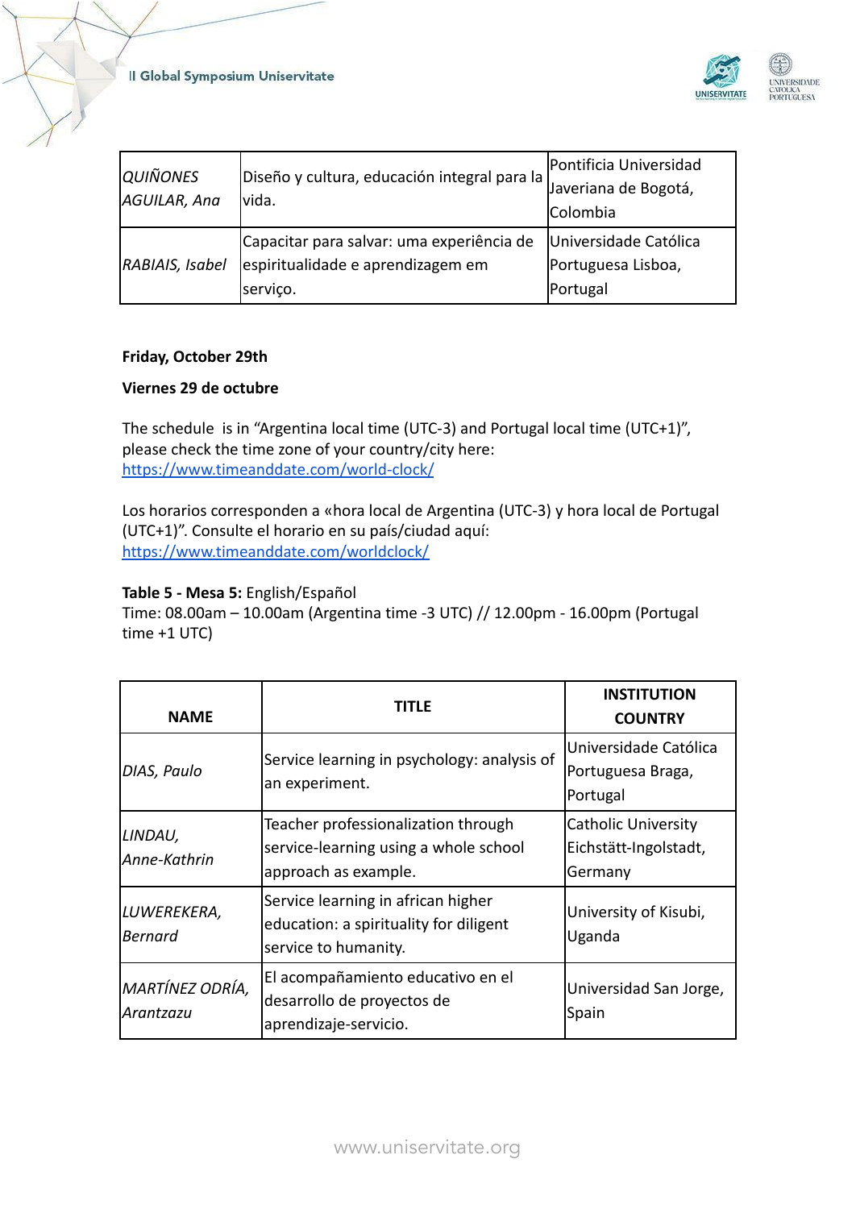| *QUIÑONES AGUILAR, Ana* | Diseño y cultura, educación integral para la vida. | Pontificia Universidad Javeriana de Bogotá, Colombia |
|---|---|---|
| *RABIAIS, Isabel* | Capacitar para salvar: uma experiência de espiritualidade e aprendizagem em serviço. | Universidade Católica Portuguesa Lisboa, Portugal |

**Friday, October 29th**

**Viernes 29 de octubre**

The schedule is in "Argentina local time (UTC-3) and Portugal local time (UTC+1)", please check the time zone of your country/city here: [https://www.timeanddate.com/world-clock/](https://www.timeanddate.com/world-clock/)

Los horarios corresponden a «hora local de Argentina (UTC-3) y hora local de Portugal (UTC+1)". Consulte el horario en su país/ciudad aquí: [https://www.timeanddate.com/worldclock/](https://www.timeanddate.com/worldclock/)

**Table 5 - Mesa 5:** English/Español
Time: 08.00am – 10.00am (Argentina time -3 UTC) // 12.00pm - 16.00pm (Portugal time +1 UTC)

| NAME | TITLE | INSTITUTION COUNTRY |
|---|---|---|
| *DIAS, Paulo* | Service learning in psychology: analysis of an experiment. | Universidade Católica Portuguesa Braga, Portugal |
| *LINDAU, Anne-Kathrin* | Teacher professionalization through service-learning using a whole school approach as example. | Catholic University Eichstätt-Ingolstadt, Germany |
| *LUWEREKERA, Bernard* | Service learning in african higher education: a spirituality for diligent service to humanity. | University of Kisubi, Uganda |
| *MARTÍNEZ ODRÍA, Arantzazu* | El acompañamiento educativo en el desarrollo de proyectos de aprendizaje-servicio. | Universidad San Jorge, Spain |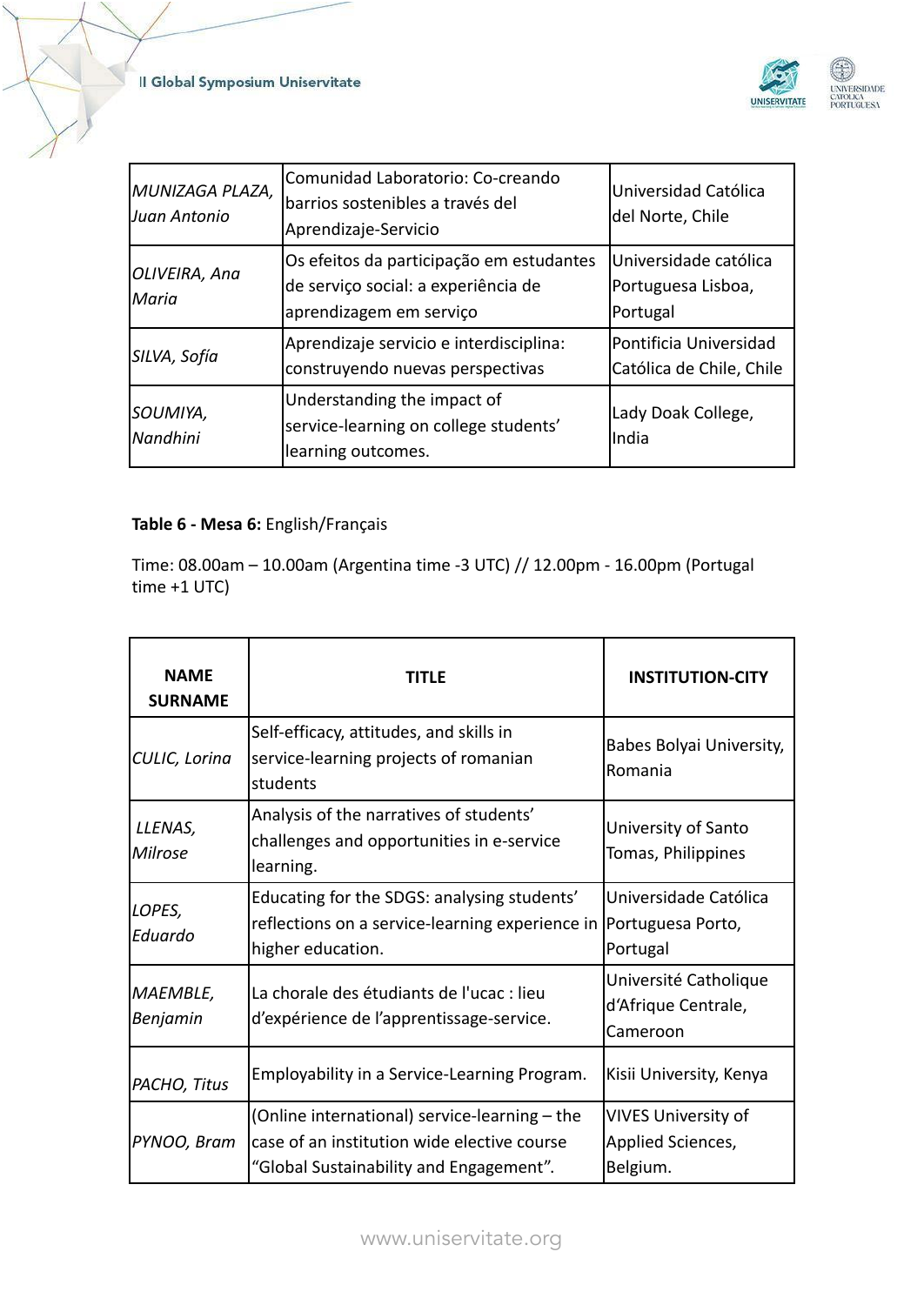| | | |
|---|---|---|
| *MUNIZAGA PLAZA, Juan Antonio* | Comunidad Laboratorio: Co-creando barrios sostenibles a través del Aprendizaje-Servicio | Universidad Católica del Norte, Chile |
| *OLIVEIRA, Ana Maria* | Os efeitos da participação em estudantes de serviço social: a experiência de aprendizagem em serviço | Universidade católica Portuguesa Lisboa, Portugal |
| *SILVA, Sofía* | Aprendizaje servicio e interdisciplina: construyendo nuevas perspectivas | Pontificia Universidad Católica de Chile, Chile |
| *SOUMIYA, Nandhini* | Understanding the impact of service-learning on college students' learning outcomes. | Lady Doak College, India |

**Table 6 - Mesa 6:** English/Français

Time: 08.00am – 10.00am (Argentina time -3 UTC) // 12.00pm - 16.00pm (Portugal time +1 UTC)

| NAME SURNAME | TITLE | INSTITUTION-CITY |
|---|---|---|
| *CULIC, Lorina* | Self-efficacy, attitudes, and skills in service-learning projects of romanian students | Babes Bolyai University, Romania |
| *LLENAS, Milrose* | Analysis of the narratives of students' challenges and opportunities in e-service learning. | University of Santo Tomas, Philippines |
| *LOPES, Eduardo* | Educating for the SDGS: analysing students' reflections on a service-learning experience in higher education. | Universidade Católica Portuguesa Porto, Portugal |
| *MAEMBLE, Benjamin* | La chorale des étudiants de l'ucac : lieu d'expérience de l'apprentissage-service. | Université Catholique d'Afrique Centrale, Cameroon |
| *PACHO, Titus* | Employability in a Service-Learning Program. | Kisii University, Kenya |
| *PYNOO, Bram* | (Online international) service-learning – the case of an institution wide elective course "Global Sustainability and Engagement". | VIVES University of Applied Sciences, Belgium. |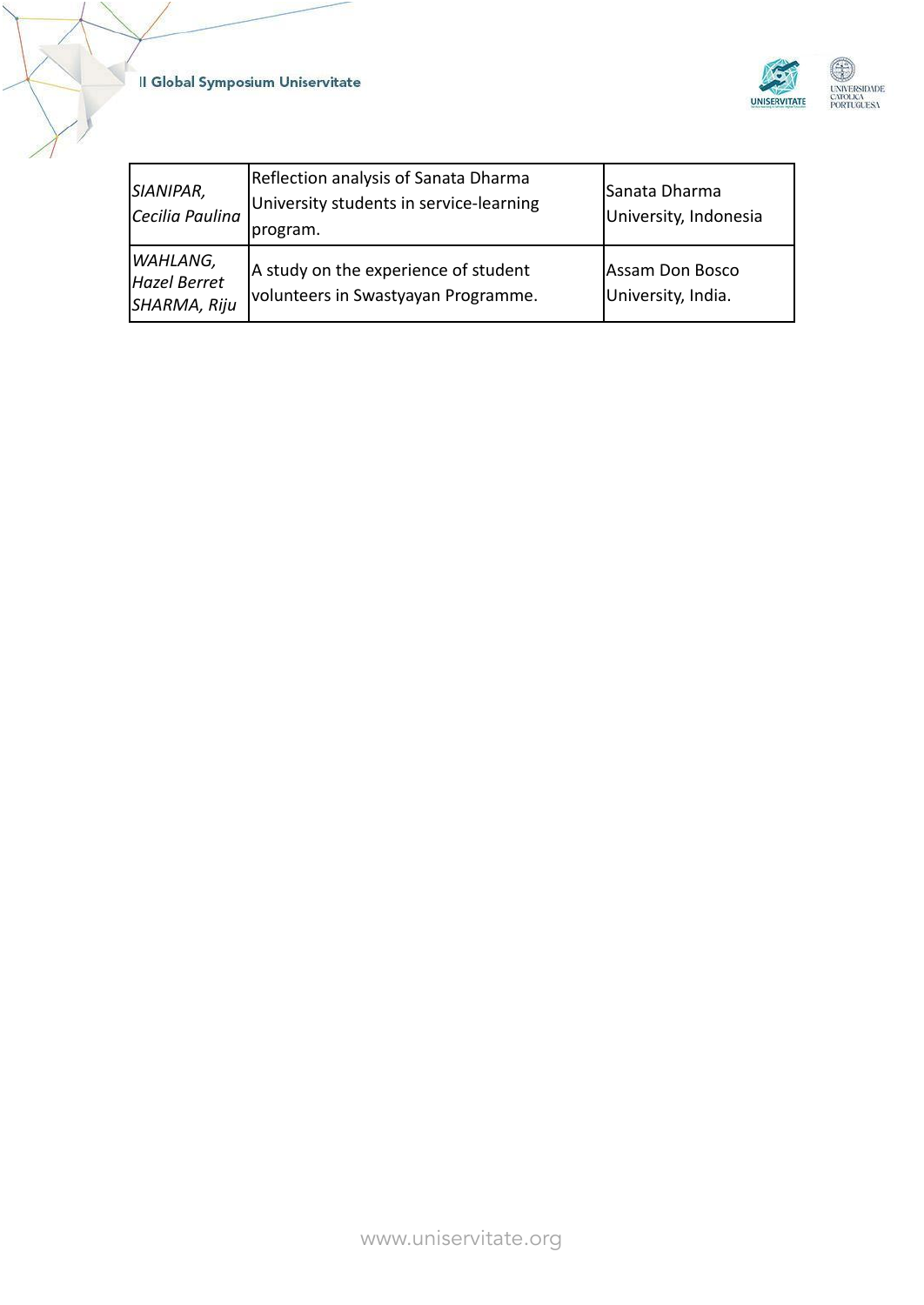| | | |
|---|---|---|
| *SIANIPAR, Cecilia Paulina* | Reflection analysis of Sanata Dharma University students in service-learning program. | Sanata Dharma University, Indonesia |
| *WAHLANG, Hazel Berret SHARMA, Riju* | A study on the experience of student volunteers in Swastyayan Programme. | Assam Don Bosco University, India. |